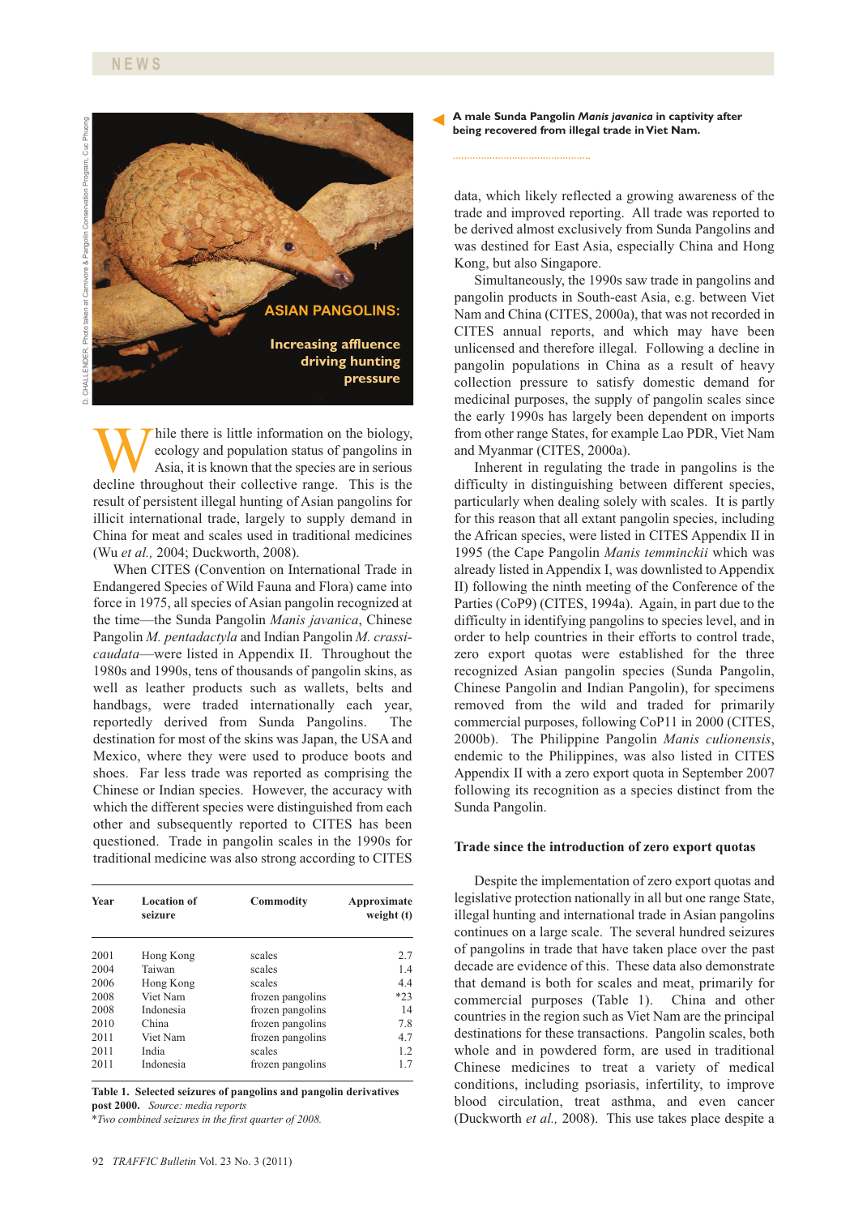# ASIAN PANGOLINS: Increasing affluence driving hunting pressure

D. CHALLENDER. Photo taken at Carnivore & Pangolin Conservation Program, Cuc Phuong

A male Sunda Pangolin *Manis javanica* in captivity after being recovered from illegal trade in Viet Nam.

While there is little information on the biology, ecology and population status of pangolins in Asia, it is known that the species are in serious decline throughout their collective range. This is the result of persistent illegal hunting of Asian pangolins for illicit international trade, largely to supply demand in China for meat and scales used in traditional medicines (Wu *et al.,* 2004; Duckworth, 2008).

When CITES (Convention on International Trade in Endangered Species of Wild Fauna and Flora) came into force in 1975, all species of Asian pangolin recognized at the time—the Sunda Pangolin *Manis javanica*, Chinese Pangolin *M. pentadactyla* and Indian Pangolin *M. crassicaudata*—were listed in Appendix II. Throughout the 1980s and 1990s, tens of thousands of pangolin skins, as well as leather products such as wallets, belts and handbags, were traded internationally each year, reportedly derived from Sunda Pangolins. The destination for most of the skins was Japan, the USA and Mexico, where they were used to produce boots and shoes. Far less trade was reported as comprising the Chinese or Indian species. However, the accuracy with which the different species were distinguished from each other and subsequently reported to CITES has been questioned. Trade in pangolin scales in the 1990s for traditional medicine was also strong according to CITES data, which likely reflected a growing awareness of the trade and improved reporting. All trade was reported to be derived almost exclusively from Sunda Pangolins and was destined for East Asia, especially China and Hong Kong, but also Singapore.

Simultaneously, the 1990s saw trade in pangolins and pangolin products in South-east Asia, e.g. between Viet Nam and China (CITES, 2000a), that was not recorded in CITES annual reports, and which may have been unlicensed and therefore illegal. Following a decline in pangolin populations in China as a result of heavy collection pressure to satisfy domestic demand for medicinal purposes, the supply of pangolin scales since the early 1990s has largely been dependent on imports from other range States, for example Lao PDR, Viet Nam and Myanmar (CITES, 2000a).

Inherent in regulating the trade in pangolins is the difficulty in distinguishing between different species, particularly when dealing solely with scales. It is partly for this reason that all extant pangolin species, including the African species, were listed in CITES Appendix II in 1995 (the Cape Pangolin *Manis temminckii* which was already listed in Appendix I, was downlisted to Appendix II) following the ninth meeting of the Conference of the Parties (CoP9) (CITES, 1994a). Again, in part due to the difficulty in identifying pangolins to species level, and in order to help countries in their efforts to control trade, zero export quotas were established for the three recognized Asian pangolin species (Sunda Pangolin, Chinese Pangolin and Indian Pangolin), for specimens removed from the wild and traded for primarily commercial purposes, following CoP11 in 2000 (CITES, 2000b). The Philippine Pangolin *Manis culionensis*, endemic to the Philippines, was also listed in CITES Appendix II with a zero export quota in September 2007 following its recognition as a species distinct from the Sunda Pangolin.

| Year | Location of seizure | Commodity | Approximate weight (t) |
|---|---|---|---|
| 2001 | Hong Kong | scales | 2.7 |
| 2004 | Taiwan | scales | 1.4 |
| 2006 | Hong Kong | scales | 4.4 |
| 2008 | Viet Nam | frozen pangolins | *23 |
| 2008 | Indonesia | frozen pangolins | 14 |
| 2010 | China | frozen pangolins | 7.8 |
| 2011 | Viet Nam | frozen pangolins | 4.7 |
| 2011 | India | scales | 1.2 |
| 2011 | Indonesia | frozen pangolins | 1.7 |

**Table 1. Selected seizures of pangolins and pangolin derivatives post 2000.** *Source: media reports*
**Two combined seizures in the first quarter of 2008.*

### Trade since the introduction of zero export quotas

Despite the implementation of zero export quotas and legislative protection nationally in all but one range State, illegal hunting and international trade in Asian pangolins continues on a large scale. The several hundred seizures of pangolins in trade that have taken place over the past decade are evidence of this. These data also demonstrate that demand is both for scales and meat, primarily for commercial purposes (Table 1). China and other countries in the region such as Viet Nam are the principal destinations for these transactions. Pangolin scales, both whole and in powdered form, are used in traditional Chinese medicines to treat a variety of medical conditions, including psoriasis, infertility, to improve blood circulation, treat asthma, and even cancer (Duckworth *et al.,* 2008). This use takes place despite a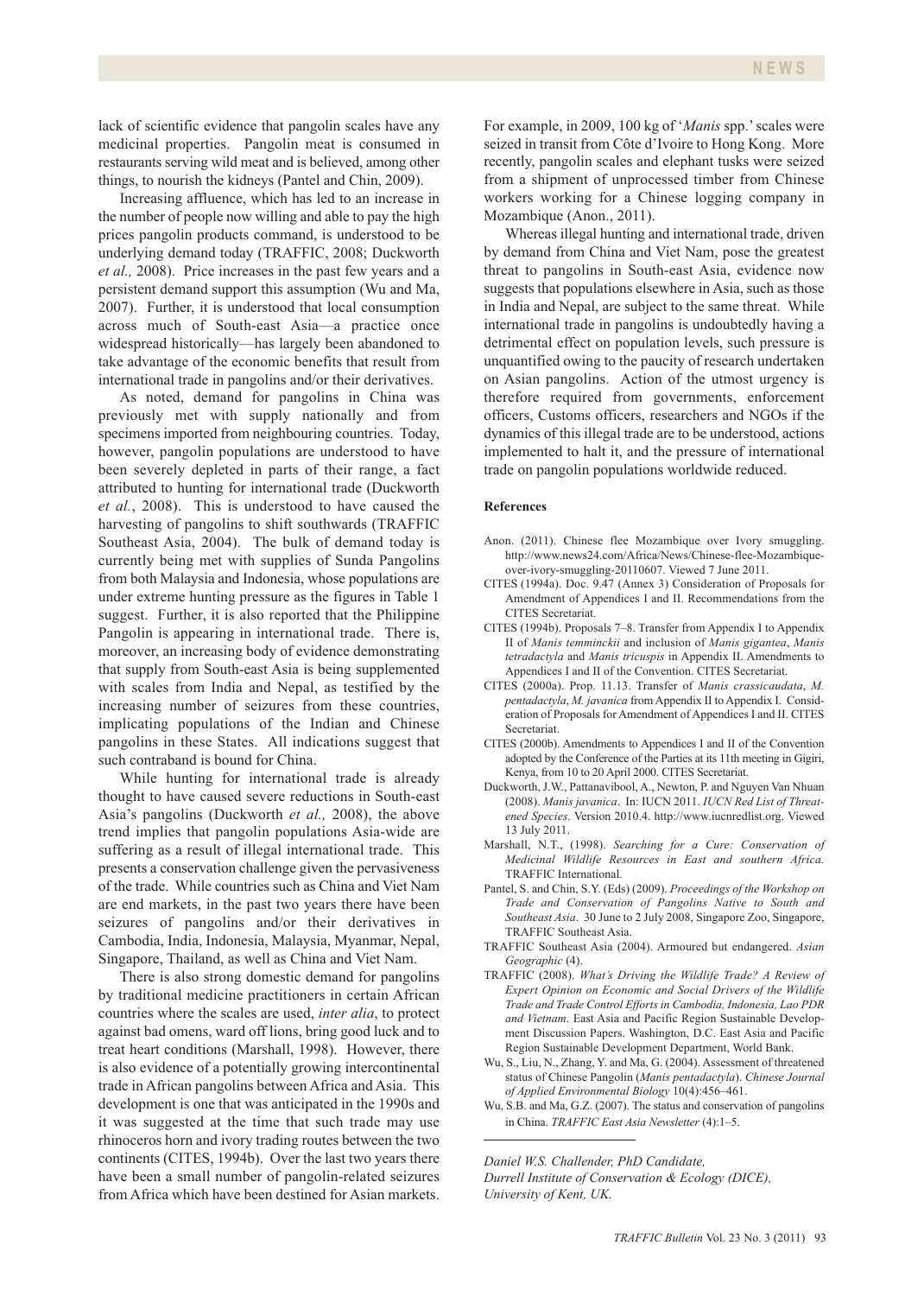lack of scientific evidence that pangolin scales have any medicinal properties. Pangolin meat is consumed in restaurants serving wild meat and is believed, among other things, to nourish the kidneys (Pantel and Chin, 2009).

Increasing affluence, which has led to an increase in the number of people now willing and able to pay the high prices pangolin products command, is understood to be underlying demand today (TRAFFIC, 2008; Duckworth *et al.,* 2008). Price increases in the past few years and a persistent demand support this assumption (Wu and Ma, 2007). Further, it is understood that local consumption across much of South-east Asia—a practice once widespread historically—has largely been abandoned to take advantage of the economic benefits that result from international trade in pangolins and/or their derivatives.

As noted, demand for pangolins in China was previously met with supply nationally and from specimens imported from neighbouring countries. Today, however, pangolin populations are understood to have been severely depleted in parts of their range, a fact attributed to hunting for international trade (Duckworth *et al.*, 2008). This is understood to have caused the harvesting of pangolins to shift southwards (TRAFFIC Southeast Asia, 2004). The bulk of demand today is currently being met with supplies of Sunda Pangolins from both Malaysia and Indonesia, whose populations are under extreme hunting pressure as the figures in Table 1 suggest. Further, it is also reported that the Philippine Pangolin is appearing in international trade. There is, moreover, an increasing body of evidence demonstrating that supply from South-east Asia is being supplemented with scales from India and Nepal, as testified by the increasing number of seizures from these countries, implicating populations of the Indian and Chinese pangolins in these States. All indications suggest that such contraband is bound for China.

While hunting for international trade is already thought to have caused severe reductions in South-east Asia's pangolins (Duckworth *et al.,* 2008), the above trend implies that pangolin populations Asia-wide are suffering as a result of illegal international trade. This presents a conservation challenge given the pervasiveness of the trade. While countries such as China and Viet Nam are end markets, in the past two years there have been seizures of pangolins and/or their derivatives in Cambodia, India, Indonesia, Malaysia, Myanmar, Nepal, Singapore, Thailand, as well as China and Viet Nam.

There is also strong domestic demand for pangolins by traditional medicine practitioners in certain African countries where the scales are used, *inter alia*, to protect against bad omens, ward off lions, bring good luck and to treat heart conditions (Marshall, 1998). However, there is also evidence of a potentially growing intercontinental trade in African pangolins between Africa and Asia. This development is one that was anticipated in the 1990s and it was suggested at the time that such trade may use rhinoceros horn and ivory trading routes between the two continents (CITES, 1994b). Over the last two years there have been a small number of pangolin-related seizures from Africa which have been destined for Asian markets. For example, in 2009, 100 kg of '*Manis* spp.' scales were seized in transit from Côte d'Ivoire to Hong Kong. More recently, pangolin scales and elephant tusks were seized from a shipment of unprocessed timber from Chinese workers working for a Chinese logging company in Mozambique (Anon., 2011).

Whereas illegal hunting and international trade, driven by demand from China and Viet Nam, pose the greatest threat to pangolins in South-east Asia, evidence now suggests that populations elsewhere in Asia, such as those in India and Nepal, are subject to the same threat. While international trade in pangolins is undoubtedly having a detrimental effect on population levels, such pressure is unquantified owing to the paucity of research undertaken on Asian pangolins. Action of the utmost urgency is therefore required from governments, enforcement officers, Customs officers, researchers and NGOs if the dynamics of this illegal trade are to be understood, actions implemented to halt it, and the pressure of international trade on pangolin populations worldwide reduced.

#### References

- Anon. (2011). Chinese flee Mozambique over Ivory smuggling. http://www.news24.com/Africa/News/Chinese-flee-Mozambique-over-ivory-smuggling-20110607. Viewed 7 June 2011.
- CITES (1994a). Doc. 9.47 (Annex 3) Consideration of Proposals for Amendment of Appendices I and II. Recommendations from the CITES Secretariat.
- CITES (1994b). Proposals 7–8. Transfer from Appendix I to Appendix II of *Manis temminckii* and inclusion of *Manis gigantea*, *Manis tetradactyla* and *Manis tricuspis* in Appendix II. Amendments to Appendices I and II of the Convention. CITES Secretariat.
- CITES (2000a). Prop. 11.13. Transfer of *Manis crassicaudata*, *M. pentadactyla*, *M. javanica* from Appendix II to Appendix I. Consideration of Proposals for Amendment of Appendices I and II. CITES Secretariat.
- CITES (2000b). Amendments to Appendices I and II of the Convention adopted by the Conference of the Parties at its 11th meeting in Gigiri, Kenya, from 10 to 20 April 2000. CITES Secretariat.
- Duckworth, J.W., Pattanavibool, A., Newton, P. and Nguyen Van Nhuan (2008). *Manis javanica*. In: IUCN 2011. *IUCN Red List of Threatened Species*. Version 2010.4. http://www.iucnredlist.org. Viewed 13 July 2011.
- Marshall, N.T., (1998). *Searching for a Cure: Conservation of Medicinal Wildlife Resources in East and southern Africa.* TRAFFIC International.
- Pantel, S. and Chin, S.Y. (Eds) (2009). *Proceedings of the Workshop on Trade and Conservation of Pangolins Native to South and Southeast Asia*. 30 June to 2 July 2008, Singapore Zoo, Singapore, TRAFFIC Southeast Asia.
- TRAFFIC Southeast Asia (2004). Armoured but endangered. *Asian Geographic* (4).
- TRAFFIC (2008). *What's Driving the Wildlife Trade? A Review of Expert Opinion on Economic and Social Drivers of the Wildlife Trade and Trade Control Efforts in Cambodia, Indonesia, Lao PDR and Vietnam*. East Asia and Pacific Region Sustainable Development Discussion Papers. Washington, D.C. East Asia and Pacific Region Sustainable Development Department, World Bank.
- Wu, S., Liu, N., Zhang, Y. and Ma, G. (2004). Assessment of threatened status of Chinese Pangolin (*Manis pentadactyla*). *Chinese Journal of Applied Environmental Biology* 10(4):456–461.
- Wu, S.B. and Ma, G.Z. (2007). The status and conservation of pangolins in China. *TRAFFIC East Asia Newsletter* (4):1–5.

*Daniel W.S. Challender, PhD Candidate,*
*Durrell Institute of Conservation & Ecology (DICE),*
*University of Kent, UK.*